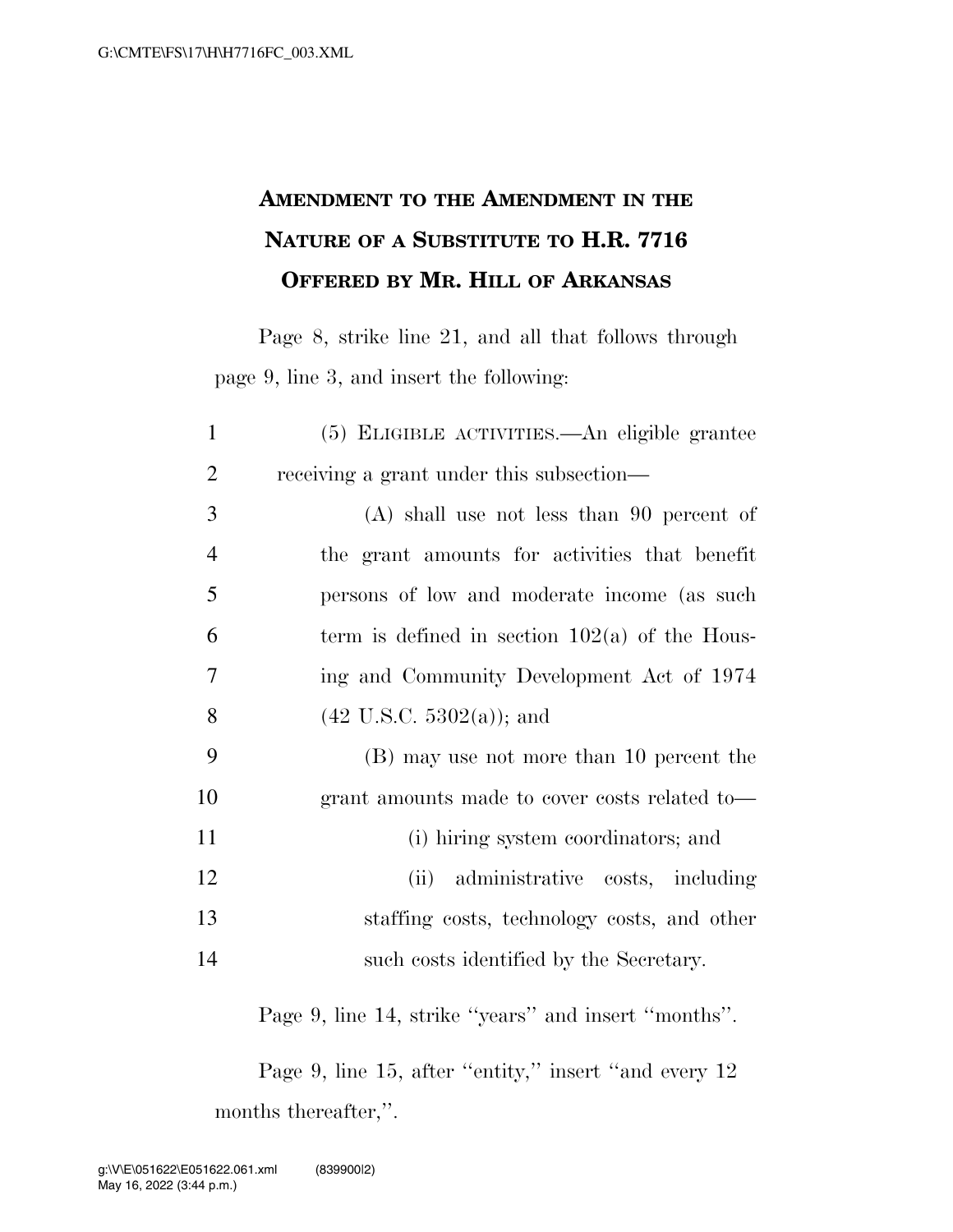# AMENDMENT TO THE AMENDMENT IN THE NATURE OF A SUBSTITUTE TO H.R. 7716 OFFERED BY MR. HILL OF ARKANSAS

Page 8, strike line 21, and all that follows through page 9, line 3, and insert the following:

(5) ELIGIBLE ACTIVITIES.—An eligible grantee receiving a grant under this subsection—

(A) shall use not less than 90 percent of the grant amounts for activities that benefit persons of low and moderate income (as such term is defined in section 102(a) of the Housing and Community Development Act of 1974 (42 U.S.C. 5302(a)); and

(B) may use not more than 10 percent the grant amounts made to cover costs related to—

(i) hiring system coordinators; and

(ii) administrative costs, including staffing costs, technology costs, and other such costs identified by the Secretary.

Page 9, line 14, strike ''years'' and insert ''months''.

Page 9, line 15, after ''entity,'' insert ''and every 12 months thereafter,''.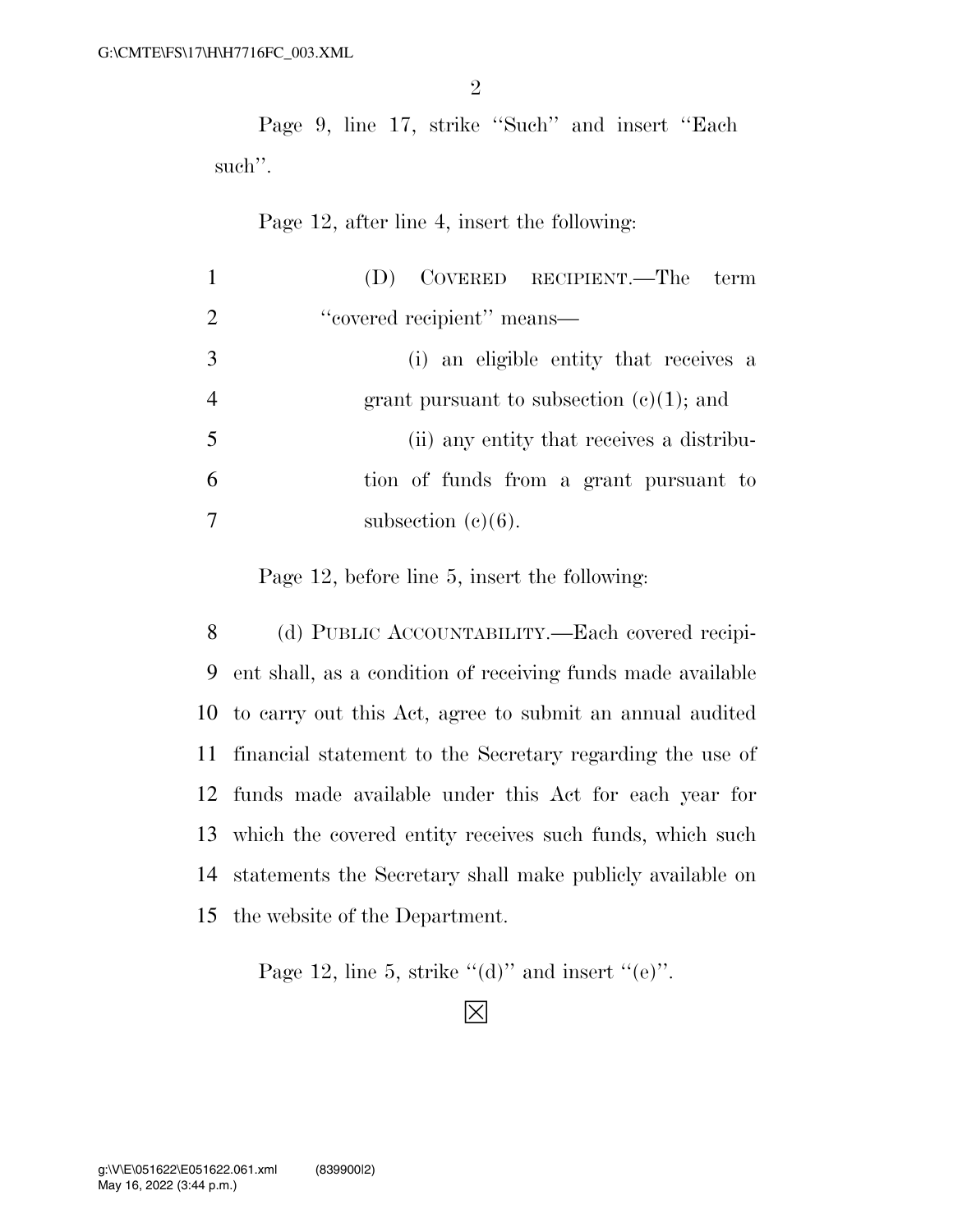Page 9, line 17, strike ''Such'' and insert ''Each such''.

Page 12, after line 4, insert the following:

1 (D) COVERED RECIPIENT.—The term
2 ''covered recipient'' means—
3 (i) an eligible entity that receives a
4 grant pursuant to subsection (c)(1); and
5 (ii) any entity that receives a distribu-
6 tion of funds from a grant pursuant to
7 subsection (c)(6).

Page 12, before line 5, insert the following:

8 (d) PUBLIC ACCOUNTABILITY.—Each covered recipi-
9 ent shall, as a condition of receiving funds made available
10 to carry out this Act, agree to submit an annual audited
11 financial statement to the Secretary regarding the use of
12 funds made available under this Act for each year for
13 which the covered entity receives such funds, which such
14 statements the Secretary shall make publicly available on
15 the website of the Department.

Page 12, line 5, strike ''(d)'' and insert ''(e)''.

☒